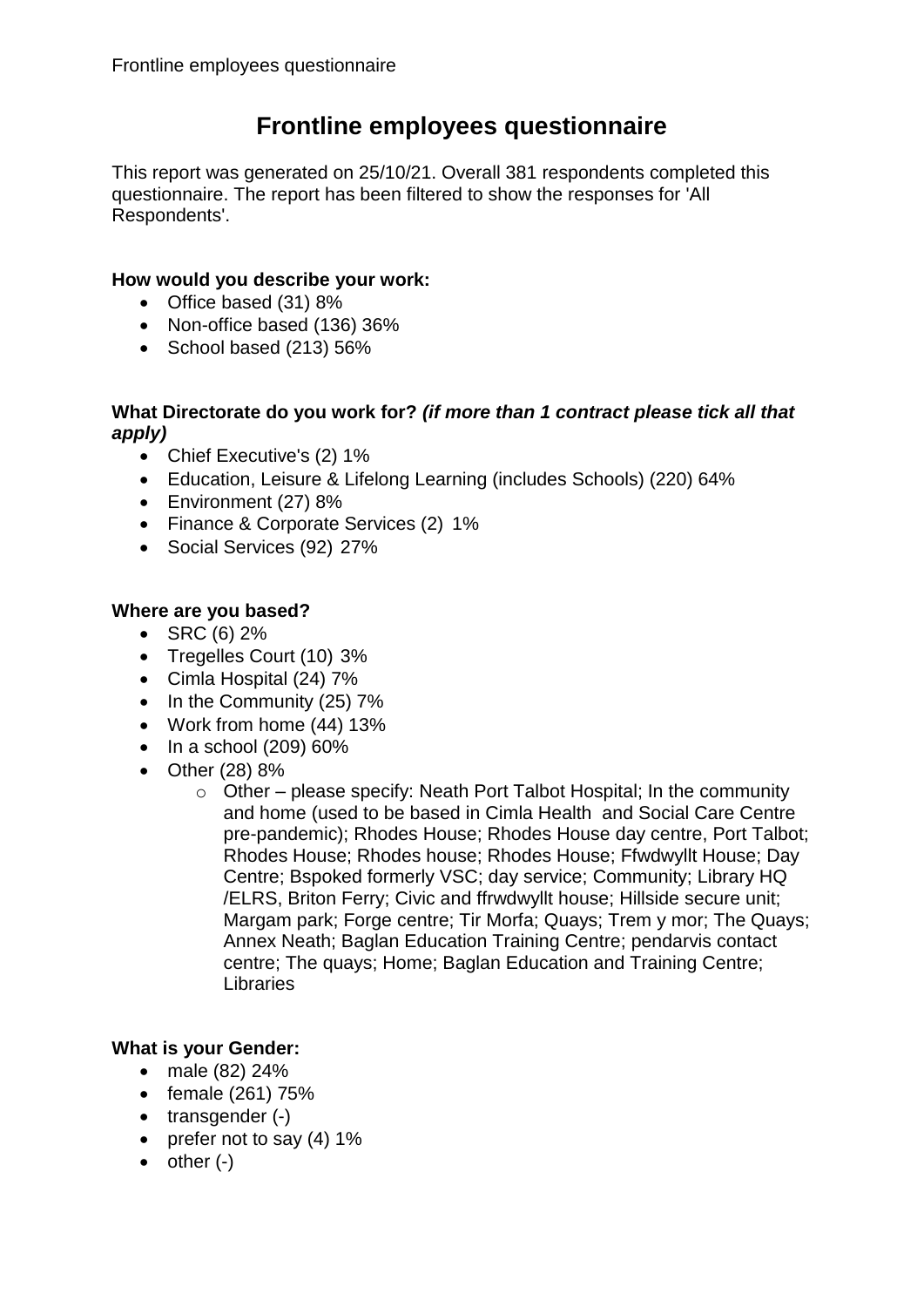# Frontline employees questionnaire

This report was generated on 25/10/21. Overall 381 respondents completed this questionnaire. The report has been filtered to show the responses for 'All Respondents'.

**How would you describe your work:**

- Office based (31) 8%
- Non-office based (136) 36%
- School based (213) 56%

**What Directorate do you work for?** ***(if more than 1 contract please tick all that apply)***

- Chief Executive's (2) 1%
- Education, Leisure & Lifelong Learning (includes Schools) (220) 64%
- Environment (27) 8%
- Finance & Corporate Services (2) 1%
- Social Services (92) 27%

**Where are you based?**

- SRC (6) 2%
- Tregelles Court (10) 3%
- Cimla Hospital (24) 7%
- In the Community (25) 7%
- Work from home (44) 13%
- In a school (209) 60%
- Other (28) 8%
  - Other – please specify: Neath Port Talbot Hospital; In the community and home (used to be based in Cimla Health and Social Care Centre pre-pandemic); Rhodes House; Rhodes House day centre, Port Talbot; Rhodes House; Rhodes house; Rhodes House; Ffwdwyllt House; Day Centre; Bspoked formerly VSC; day service; Community; Library HQ /ELRS, Briton Ferry; Civic and ffrwdwyllt house; Hillside secure unit; Margam park; Forge centre; Tir Morfa; Quays; Trem y mor; The Quays; Annex Neath; Baglan Education Training Centre; pendarvis contact centre; The quays; Home; Baglan Education and Training Centre; Libraries

**What is your Gender:**

- male (82) 24%
- female (261) 75%
- transgender (-)
- prefer not to say (4) 1%
- other (-)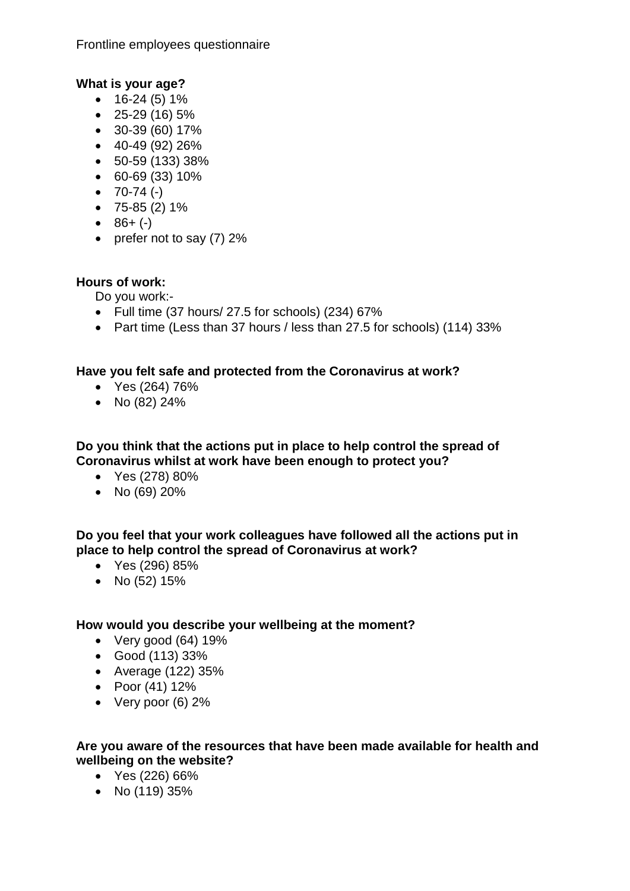Frontline employees questionnaire

**What is your age?**

- 16-24 (5) 1%
- 25-29 (16) 5%
- 30-39 (60) 17%
- 40-49 (92) 26%
- 50-59 (133) 38%
- 60-69 (33) 10%
- 70-74 (-)
- 75-85 (2) 1%
- 86+ (-)
- prefer not to say (7) 2%

**Hours of work:**

Do you work:-

- Full time (37 hours/ 27.5 for schools) (234) 67%
- Part time (Less than 37 hours / less than 27.5 for schools) (114) 33%

**Have you felt safe and protected from the Coronavirus at work?**

- Yes (264) 76%
- No (82) 24%

**Do you think that the actions put in place to help control the spread of Coronavirus whilst at work have been enough to protect you?**

- Yes (278) 80%
- No (69) 20%

**Do you feel that your work colleagues have followed all the actions put in place to help control the spread of Coronavirus at work?**

- Yes (296) 85%
- No (52) 15%

**How would you describe your wellbeing at the moment?**

- Very good (64) 19%
- Good (113) 33%
- Average (122) 35%
- Poor (41) 12%
- Very poor (6) 2%

**Are you aware of the resources that have been made available for health and wellbeing on the website?**

- Yes (226) 66%
- No (119) 35%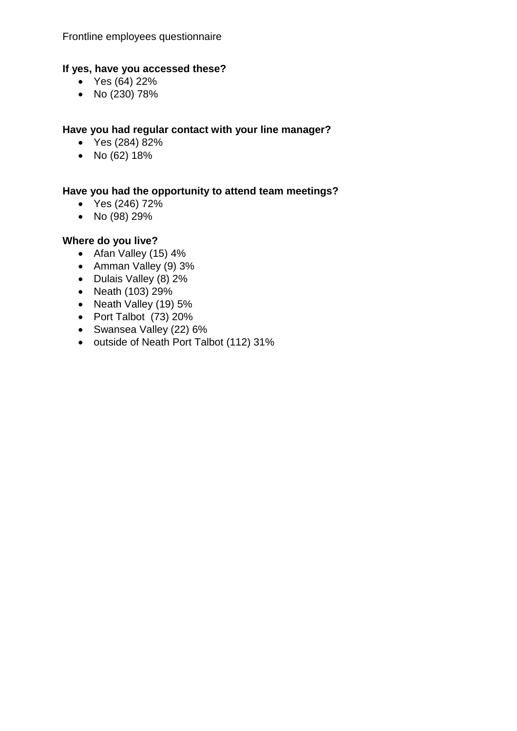Frontline employees questionnaire

**If yes, have you accessed these?**

- Yes (64) 22%
- No (230) 78%

**Have you had regular contact with your line manager?**

- Yes (284) 82%
- No (62) 18%

**Have you had the opportunity to attend team meetings?**

- Yes (246) 72%
- No (98) 29%

**Where do you live?**

- Afan Valley (15) 4%
- Amman Valley (9) 3%
- Dulais Valley (8) 2%
- Neath (103) 29%
- Neath Valley (19) 5%
- Port Talbot (73) 20%
- Swansea Valley (22) 6%
- outside of Neath Port Talbot (112) 31%